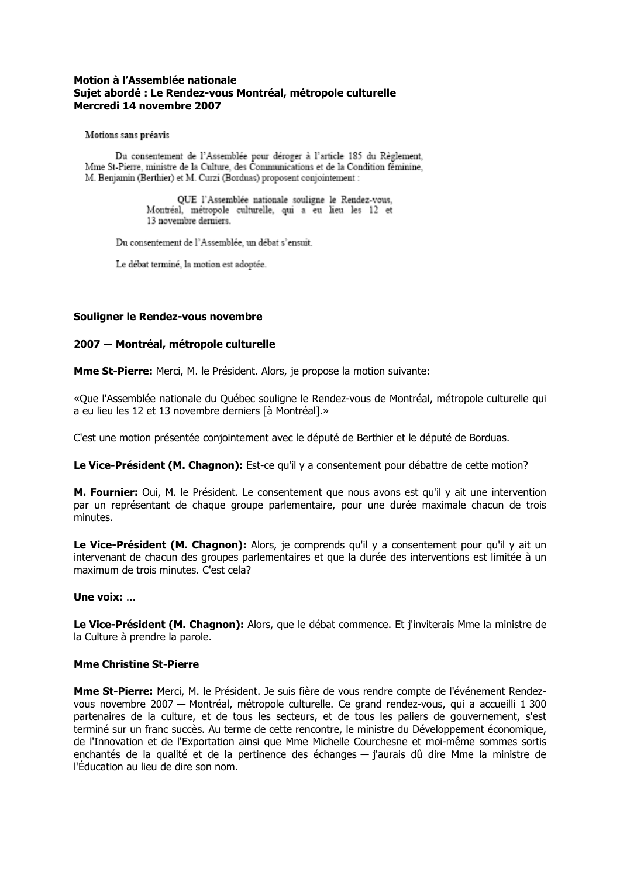**Motion à l'Assemblée nationale**
**Sujet abordé : Le Rendez-vous Montréal, métropole culturelle**
**Mercredi 14 novembre 2007**

Motions sans préavis

Du consentement de l'Assemblée pour déroger à l'article 185 du Règlement, Mme St-Pierre, ministre de la Culture, des Communications et de la Condition féminine, M. Benjamin (Berthier) et M. Curzi (Borduas) proposent conjointement :

> QUE l'Assemblée nationale souligne le Rendez-vous, Montréal, métropole culturelle, qui a eu lieu les 12 et 13 novembre derniers.

Du consentement de l'Assemblée, un débat s'ensuit.

Le débat terminé, la motion est adoptée.

**Souligner le Rendez-vous novembre**

**2007 — Montréal, métropole culturelle**

**Mme St-Pierre:** Merci, M. le Président. Alors, je propose la motion suivante:

«Que l'Assemblée nationale du Québec souligne le Rendez-vous de Montréal, métropole culturelle qui a eu lieu les 12 et 13 novembre derniers [à Montréal].»

C'est une motion présentée conjointement avec le député de Berthier et le député de Borduas.

**Le Vice-Président (M. Chagnon):** Est-ce qu'il y a consentement pour débattre de cette motion?

**M. Fournier:** Oui, M. le Président. Le consentement que nous avons est qu'il y ait une intervention par un représentant de chaque groupe parlementaire, pour une durée maximale chacun de trois minutes.

**Le Vice-Président (M. Chagnon):** Alors, je comprends qu'il y a consentement pour qu'il y ait un intervenant de chacun des groupes parlementaires et que la durée des interventions est limitée à un maximum de trois minutes. C'est cela?

**Une voix:** ...

**Le Vice-Président (M. Chagnon):** Alors, que le débat commence. Et j'inviterais Mme la ministre de la Culture à prendre la parole.

**Mme Christine St-Pierre**

**Mme St-Pierre:** Merci, M. le Président. Je suis fière de vous rendre compte de l'événement Rendez-vous novembre 2007 — Montréal, métropole culturelle. Ce grand rendez-vous, qui a accueilli 1 300 partenaires de la culture, et de tous les secteurs, et de tous les paliers de gouvernement, s'est terminé sur un franc succès. Au terme de cette rencontre, le ministre du Développement économique, de l'Innovation et de l'Exportation ainsi que Mme Michelle Courchesne et moi-même sommes sortis enchantés de la qualité et de la pertinence des échanges — j'aurais dû dire Mme la ministre de l'Éducation au lieu de dire son nom.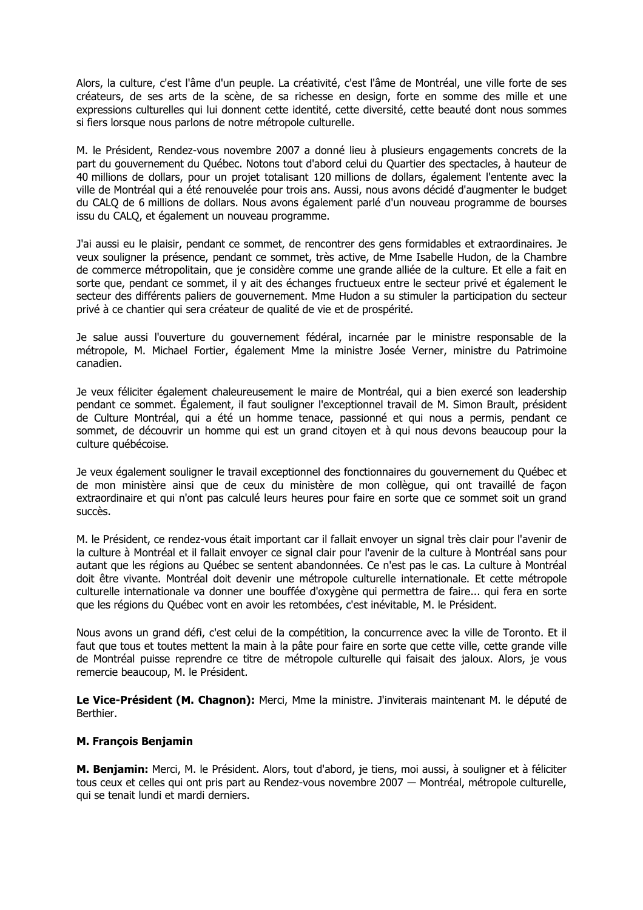Alors, la culture, c'est l'âme d'un peuple. La créativité, c'est l'âme de Montréal, une ville forte de ses créateurs, de ses arts de la scène, de sa richesse en design, forte en somme des mille et une expressions culturelles qui lui donnent cette identité, cette diversité, cette beauté dont nous sommes si fiers lorsque nous parlons de notre métropole culturelle.

M. le Président, Rendez-vous novembre 2007 a donné lieu à plusieurs engagements concrets de la part du gouvernement du Québec. Notons tout d'abord celui du Quartier des spectacles, à hauteur de 40 millions de dollars, pour un projet totalisant 120 millions de dollars, également l'entente avec la ville de Montréal qui a été renouvelée pour trois ans. Aussi, nous avons décidé d'augmenter le budget du CALQ de 6 millions de dollars. Nous avons également parlé d'un nouveau programme de bourses issu du CALQ, et également un nouveau programme.

J'ai aussi eu le plaisir, pendant ce sommet, de rencontrer des gens formidables et extraordinaires. Je veux souligner la présence, pendant ce sommet, très active, de Mme Isabelle Hudon, de la Chambre de commerce métropolitain, que je considère comme une grande alliée de la culture. Et elle a fait en sorte que, pendant ce sommet, il y ait des échanges fructueux entre le secteur privé et également le secteur des différents paliers de gouvernement. Mme Hudon a su stimuler la participation du secteur privé à ce chantier qui sera créateur de qualité de vie et de prospérité.

Je salue aussi l'ouverture du gouvernement fédéral, incarnée par le ministre responsable de la métropole, M. Michael Fortier, également Mme la ministre Josée Verner, ministre du Patrimoine canadien.

Je veux féliciter également chaleureusement le maire de Montréal, qui a bien exercé son leadership pendant ce sommet. Également, il faut souligner l'exceptionnel travail de M. Simon Brault, président de Culture Montréal, qui a été un homme tenace, passionné et qui nous a permis, pendant ce sommet, de découvrir un homme qui est un grand citoyen et à qui nous devons beaucoup pour la culture québécoise.

Je veux également souligner le travail exceptionnel des fonctionnaires du gouvernement du Québec et de mon ministère ainsi que de ceux du ministère de mon collègue, qui ont travaillé de façon extraordinaire et qui n'ont pas calculé leurs heures pour faire en sorte que ce sommet soit un grand succès.

M. le Président, ce rendez-vous était important car il fallait envoyer un signal très clair pour l'avenir de la culture à Montréal et il fallait envoyer ce signal clair pour l'avenir de la culture à Montréal sans pour autant que les régions au Québec se sentent abandonnées. Ce n'est pas le cas. La culture à Montréal doit être vivante. Montréal doit devenir une métropole culturelle internationale. Et cette métropole culturelle internationale va donner une bouffée d'oxygène qui permettra de faire... qui fera en sorte que les régions du Québec vont en avoir les retombées, c'est inévitable, M. le Président.

Nous avons un grand défi, c'est celui de la compétition, la concurrence avec la ville de Toronto. Et il faut que tous et toutes mettent la main à la pâte pour faire en sorte que cette ville, cette grande ville de Montréal puisse reprendre ce titre de métropole culturelle qui faisait des jaloux. Alors, je vous remercie beaucoup, M. le Président.

**Le Vice-Président (M. Chagnon):** Merci, Mme la ministre. J'inviterais maintenant M. le député de Berthier.

**M. François Benjamin**

**M. Benjamin:** Merci, M. le Président. Alors, tout d'abord, je tiens, moi aussi, à souligner et à féliciter tous ceux et celles qui ont pris part au Rendez-vous novembre 2007 — Montréal, métropole culturelle, qui se tenait lundi et mardi derniers.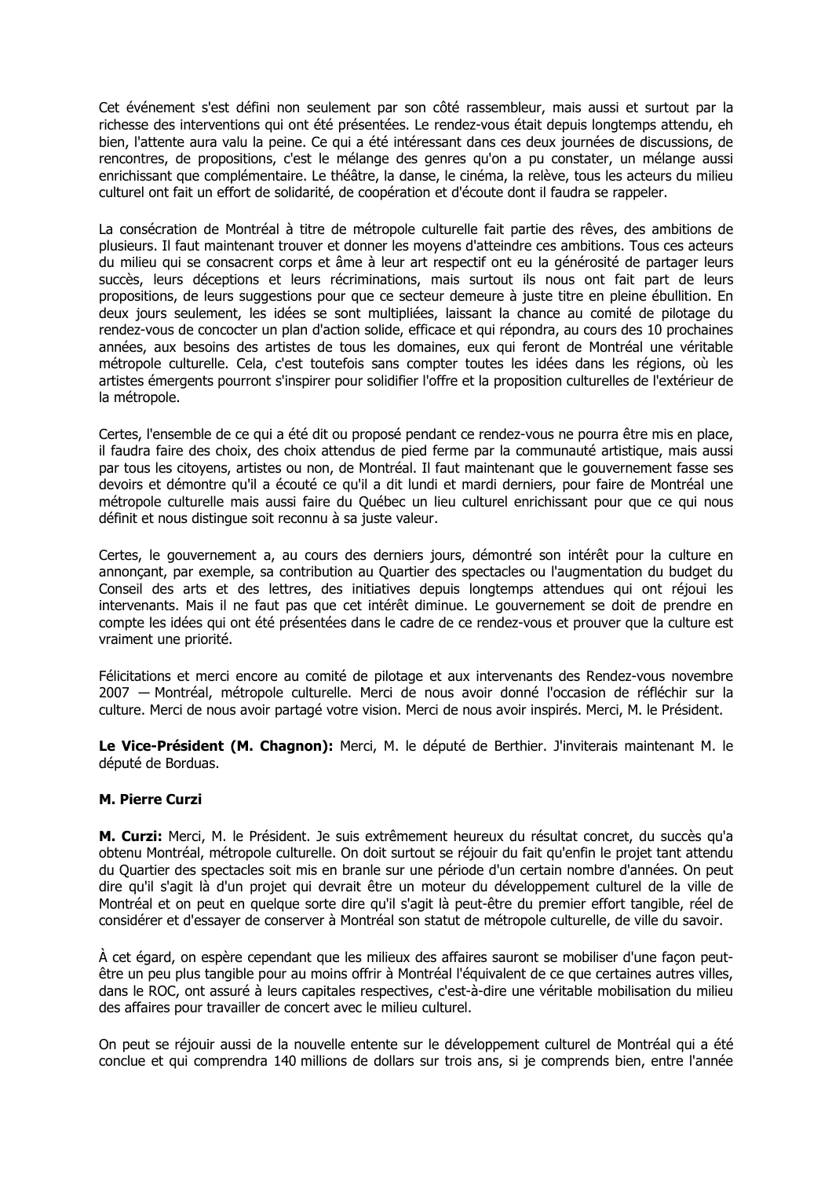Cet événement s'est défini non seulement par son côté rassembleur, mais aussi et surtout par la richesse des interventions qui ont été présentées. Le rendez-vous était depuis longtemps attendu, eh bien, l'attente aura valu la peine. Ce qui a été intéressant dans ces deux journées de discussions, de rencontres, de propositions, c'est le mélange des genres qu'on a pu constater, un mélange aussi enrichissant que complémentaire. Le théâtre, la danse, le cinéma, la relève, tous les acteurs du milieu culturel ont fait un effort de solidarité, de coopération et d'écoute dont il faudra se rappeler.

La consécration de Montréal à titre de métropole culturelle fait partie des rêves, des ambitions de plusieurs. Il faut maintenant trouver et donner les moyens d'atteindre ces ambitions. Tous ces acteurs du milieu qui se consacrent corps et âme à leur art respectif ont eu la générosité de partager leurs succès, leurs déceptions et leurs récriminations, mais surtout ils nous ont fait part de leurs propositions, de leurs suggestions pour que ce secteur demeure à juste titre en pleine ébullition. En deux jours seulement, les idées se sont multipliées, laissant la chance au comité de pilotage du rendez-vous de concocter un plan d'action solide, efficace et qui répondra, au cours des 10 prochaines années, aux besoins des artistes de tous les domaines, eux qui feront de Montréal une véritable métropole culturelle. Cela, c'est toutefois sans compter toutes les idées dans les régions, où les artistes émergents pourront s'inspirer pour solidifier l'offre et la proposition culturelles de l'extérieur de la métropole.

Certes, l'ensemble de ce qui a été dit ou proposé pendant ce rendez-vous ne pourra être mis en place, il faudra faire des choix, des choix attendus de pied ferme par la communauté artistique, mais aussi par tous les citoyens, artistes ou non, de Montréal. Il faut maintenant que le gouvernement fasse ses devoirs et démontre qu'il a écouté ce qu'il a dit lundi et mardi derniers, pour faire de Montréal une métropole culturelle mais aussi faire du Québec un lieu culturel enrichissant pour que ce qui nous définit et nous distingue soit reconnu à sa juste valeur.

Certes, le gouvernement a, au cours des derniers jours, démontré son intérêt pour la culture en annonçant, par exemple, sa contribution au Quartier des spectacles ou l'augmentation du budget du Conseil des arts et des lettres, des initiatives depuis longtemps attendues qui ont réjoui les intervenants. Mais il ne faut pas que cet intérêt diminue. Le gouvernement se doit de prendre en compte les idées qui ont été présentées dans le cadre de ce rendez-vous et prouver que la culture est vraiment une priorité.

Félicitations et merci encore au comité de pilotage et aux intervenants des Rendez-vous novembre 2007 — Montréal, métropole culturelle. Merci de nous avoir donné l'occasion de réfléchir sur la culture. Merci de nous avoir partagé votre vision. Merci de nous avoir inspirés. Merci, M. le Président.

**Le Vice-Président (M. Chagnon):** Merci, M. le député de Berthier. J'inviterais maintenant M. le député de Borduas.

**M. Pierre Curzi**

**M. Curzi:** Merci, M. le Président. Je suis extrêmement heureux du résultat concret, du succès qu'a obtenu Montréal, métropole culturelle. On doit surtout se réjouir du fait qu'enfin le projet tant attendu du Quartier des spectacles soit mis en branle sur une période d'un certain nombre d'années. On peut dire qu'il s'agit là d'un projet qui devrait être un moteur du développement culturel de la ville de Montréal et on peut en quelque sorte dire qu'il s'agit là peut-être du premier effort tangible, réel de considérer et d'essayer de conserver à Montréal son statut de métropole culturelle, de ville du savoir.

À cet égard, on espère cependant que les milieux des affaires sauront se mobiliser d'une façon peut-être un peu plus tangible pour au moins offrir à Montréal l'équivalent de ce que certaines autres villes, dans le ROC, ont assuré à leurs capitales respectives, c'est-à-dire une véritable mobilisation du milieu des affaires pour travailler de concert avec le milieu culturel.

On peut se réjouir aussi de la nouvelle entente sur le développement culturel de Montréal qui a été conclue et qui comprendra 140 millions de dollars sur trois ans, si je comprends bien, entre l'année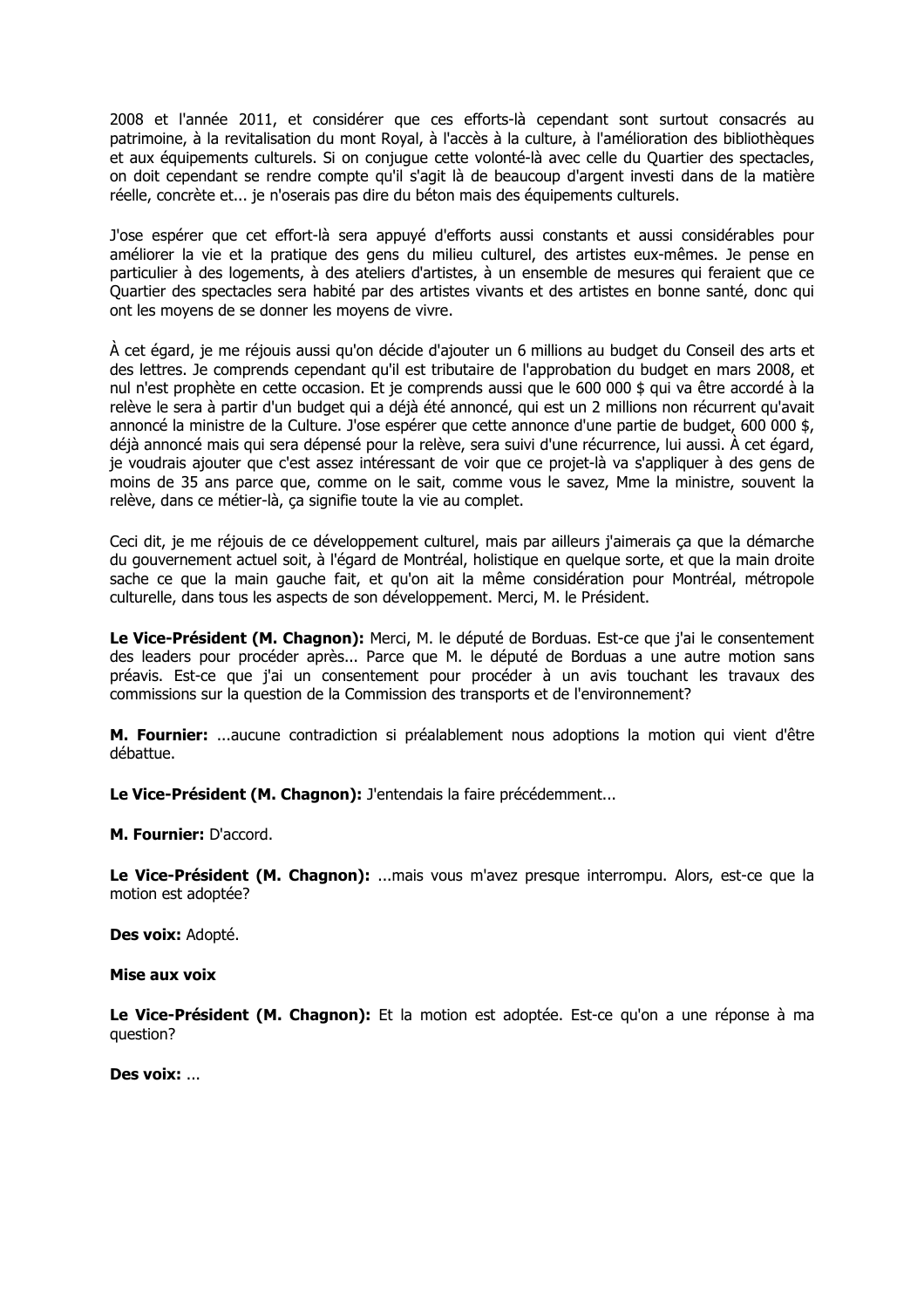2008 et l'année 2011, et considérer que ces efforts-là cependant sont surtout consacrés au patrimoine, à la revitalisation du mont Royal, à l'accès à la culture, à l'amélioration des bibliothèques et aux équipements culturels. Si on conjugue cette volonté-là avec celle du Quartier des spectacles, on doit cependant se rendre compte qu'il s'agit là de beaucoup d'argent investi dans de la matière réelle, concrète et... je n'oserais pas dire du béton mais des équipements culturels.

J'ose espérer que cet effort-là sera appuyé d'efforts aussi constants et aussi considérables pour améliorer la vie et la pratique des gens du milieu culturel, des artistes eux-mêmes. Je pense en particulier à des logements, à des ateliers d'artistes, à un ensemble de mesures qui feraient que ce Quartier des spectacles sera habité par des artistes vivants et des artistes en bonne santé, donc qui ont les moyens de se donner les moyens de vivre.

À cet égard, je me réjouis aussi qu'on décide d'ajouter un 6 millions au budget du Conseil des arts et des lettres. Je comprends cependant qu'il est tributaire de l'approbation du budget en mars 2008, et nul n'est prophète en cette occasion. Et je comprends aussi que le 600 000 $ qui va être accordé à la relève le sera à partir d'un budget qui a déjà été annoncé, qui est un 2 millions non récurrent qu'avait annoncé la ministre de la Culture. J'ose espérer que cette annonce d'une partie de budget, 600 000 $, déjà annoncé mais qui sera dépensé pour la relève, sera suivi d'une récurrence, lui aussi. À cet égard, je voudrais ajouter que c'est assez intéressant de voir que ce projet-là va s'appliquer à des gens de moins de 35 ans parce que, comme on le sait, comme vous le savez, Mme la ministre, souvent la relève, dans ce métier-là, ça signifie toute la vie au complet.

Ceci dit, je me réjouis de ce développement culturel, mais par ailleurs j'aimerais ça que la démarche du gouvernement actuel soit, à l'égard de Montréal, holistique en quelque sorte, et que la main droite sache ce que la main gauche fait, et qu'on ait la même considération pour Montréal, métropole culturelle, dans tous les aspects de son développement. Merci, M. le Président.

**Le Vice-Président (M. Chagnon):** Merci, M. le député de Borduas. Est-ce que j'ai le consentement des leaders pour procéder après... Parce que M. le député de Borduas a une autre motion sans préavis. Est-ce que j'ai un consentement pour procéder à un avis touchant les travaux des commissions sur la question de la Commission des transports et de l'environnement?

**M. Fournier:** ...aucune contradiction si préalablement nous adoptions la motion qui vient d'être débattue.

**Le Vice-Président (M. Chagnon):** J'entendais la faire précédemment...

**M. Fournier:** D'accord.

**Le Vice-Président (M. Chagnon):** ...mais vous m'avez presque interrompu. Alors, est-ce que la motion est adoptée?

**Des voix:** Adopté.

**Mise aux voix**

**Le Vice-Président (M. Chagnon):** Et la motion est adoptée. Est-ce qu'on a une réponse à ma question?

**Des voix:** ...